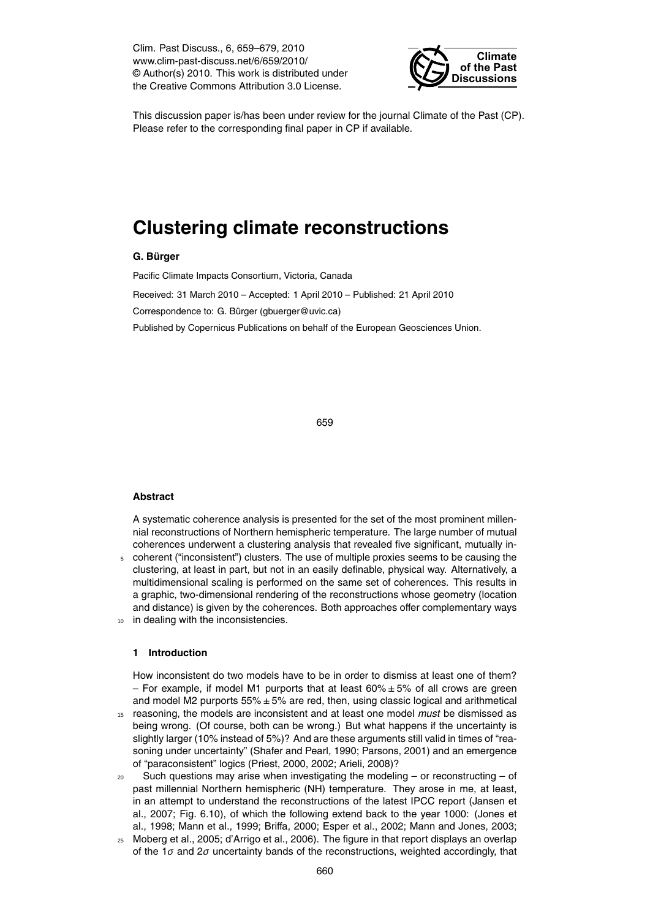This discussion paper is/has been under review for the journal Climate of the Past (CP). Please refer to the corresponding final paper in CP if available.

# Clustering climate reconstructions

**G. Bürger**

Pacific Climate Impacts Consortium, Victoria, Canada

Received: 31 March 2010 – Accepted: 1 April 2010 – Published: 21 April 2010

Correspondence to: G. Bürger (gbuerger@uvic.ca)

Published by Copernicus Publications on behalf of the European Geosciences Union.

### Abstract

A systematic coherence analysis is presented for the set of the most prominent millennial reconstructions of Northern hemispheric temperature. The large number of mutual coherences underwent a clustering analysis that revealed five significant, mutually incoherent ("inconsistent") clusters. The use of multiple proxies seems to be causing the clustering, at least in part, but not in an easily definable, physical way. Alternatively, a multidimensional scaling is performed on the same set of coherences. This results in a graphic, two-dimensional rendering of the reconstructions whose geometry (location and distance) is given by the coherences. Both approaches offer complementary ways in dealing with the inconsistencies.

## 1 Introduction

How inconsistent do two models have to be in order to dismiss at least one of them? – For example, if model M1 purports that at least 60% ± 5% of all crows are green and model M2 purports 55% ± 5% are red, then, using classic logical and arithmetical reasoning, the models are inconsistent and at least one model *must* be dismissed as being wrong. (Of course, both can be wrong.) But what happens if the uncertainty is slightly larger (10% instead of 5%)? And are these arguments still valid in times of "reasoning under uncertainty" (Shafer and Pearl, 1990; Parsons, 2001) and an emergence of "paraconsistent" logics (Priest, 2000, 2002; Arieli, 2008)?

Such questions may arise when investigating the modeling – or reconstructing – of past millennial Northern hemispheric (NH) temperature. They arose in me, at least, in an attempt to understand the reconstructions of the latest IPCC report (Jansen et al., 2007; Fig. 6.10), of which the following extend back to the year 1000: (Jones et al., 1998; Mann et al., 1999; Briffa, 2000; Esper et al., 2002; Mann and Jones, 2003; Moberg et al., 2005; d'Arrigo et al., 2006). The figure in that report displays an overlap of the $1\sigma$ and $2\sigma$ uncertainty bands of the reconstructions, weighted accordingly, that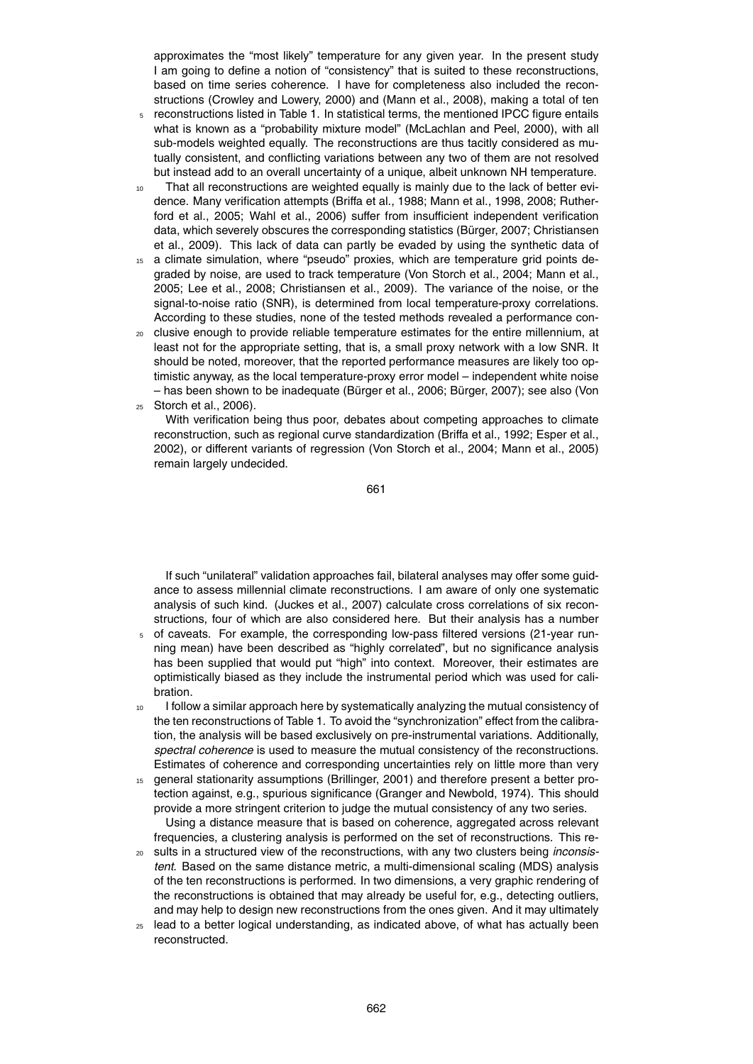approximates the "most likely" temperature for any given year. In the present study I am going to define a notion of "consistency" that is suited to these reconstructions, based on time series coherence. I have for completeness also included the reconstructions (Crowley and Lowery, 2000) and (Mann et al., 2008), making a total of ten reconstructions listed in Table 1. In statistical terms, the mentioned IPCC figure entails what is known as a "probability mixture model" (McLachlan and Peel, 2000), with all sub-models weighted equally. The reconstructions are thus tacitly considered as mutually consistent, and conflicting variations between any two of them are not resolved but instead add to an overall uncertainty of a unique, albeit unknown NH temperature.

That all reconstructions are weighted equally is mainly due to the lack of better evidence. Many verification attempts (Briffa et al., 1988; Mann et al., 1998, 2008; Rutherford et al., 2005; Wahl et al., 2006) suffer from insufficient independent verification data, which severely obscures the corresponding statistics (Bürger, 2007; Christiansen et al., 2009). This lack of data can partly be evaded by using the synthetic data of a climate simulation, where "pseudo" proxies, which are temperature grid points degraded by noise, are used to track temperature (Von Storch et al., 2004; Mann et al., 2005; Lee et al., 2008; Christiansen et al., 2009). The variance of the noise, or the signal-to-noise ratio (SNR), is determined from local temperature-proxy correlations. According to these studies, none of the tested methods revealed a performance conclusive enough to provide reliable temperature estimates for the entire millennium, at least not for the appropriate setting, that is, a small proxy network with a low SNR. It should be noted, moreover, that the reported performance measures are likely too optimistic anyway, as the local temperature-proxy error model – independent white noise – has been shown to be inadequate (Bürger et al., 2006; Bürger, 2007); see also (Von Storch et al., 2006).

With verification being thus poor, debates about competing approaches to climate reconstruction, such as regional curve standardization (Briffa et al., 1992; Esper et al., 2002), or different variants of regression (Von Storch et al., 2004; Mann et al., 2005) remain largely undecided.

If such "unilateral" validation approaches fail, bilateral analyses may offer some guidance to assess millennial climate reconstructions. I am aware of only one systematic analysis of such kind. (Juckes et al., 2007) calculate cross correlations of six reconstructions, four of which are also considered here. But their analysis has a number of caveats. For example, the corresponding low-pass filtered versions (21-year running mean) have been described as "highly correlated", but no significance analysis has been supplied that would put "high" into context. Moreover, their estimates are optimistically biased as they include the instrumental period which was used for calibration.

I follow a similar approach here by systematically analyzing the mutual consistency of the ten reconstructions of Table 1. To avoid the "synchronization" effect from the calibration, the analysis will be based exclusively on pre-instrumental variations. Additionally, *spectral coherence* is used to measure the mutual consistency of the reconstructions. Estimates of coherence and corresponding uncertainties rely on little more than very general stationarity assumptions (Brillinger, 2001) and therefore present a better protection against, e.g., spurious significance (Granger and Newbold, 1974). This should provide a more stringent criterion to judge the mutual consistency of any two series.

Using a distance measure that is based on coherence, aggregated across relevant frequencies, a clustering analysis is performed on the set of reconstructions. This results in a structured view of the reconstructions, with any two clusters being *inconsistent*. Based on the same distance metric, a multi-dimensional scaling (MDS) analysis of the ten reconstructions is performed. In two dimensions, a very graphic rendering of the reconstructions is obtained that may already be useful for, e.g., detecting outliers, and may help to design new reconstructions from the ones given. And it may ultimately lead to a better logical understanding, as indicated above, of what has actually been reconstructed.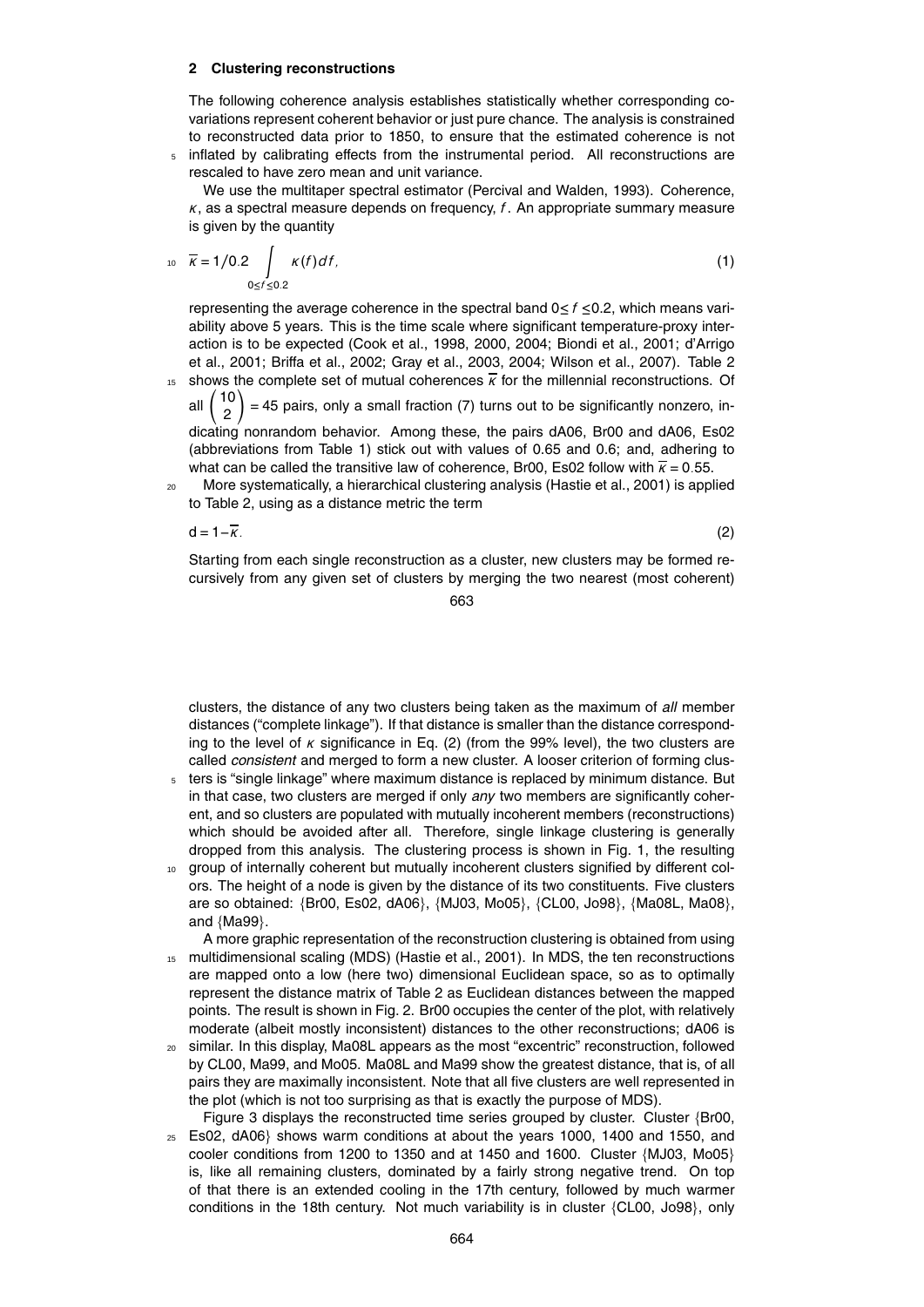## 2 Clustering reconstructions

The following coherence analysis establishes statistically whether corresponding covariations represent coherent behavior or just pure chance. The analysis is constrained to reconstructed data prior to 1850, to ensure that the estimated coherence is not inflated by calibrating effects from the instrumental period. All reconstructions are rescaled to have zero mean and unit variance.

We use the multitaper spectral estimator (Percival and Walden, 1993). Coherence, $\kappa$, as a spectral measure depends on frequency, $f$. An appropriate summary measure is given by the quantity

$$\overline{\kappa} = 1/0.2 \int_{0 \leq f \leq 0.2} \kappa(f)\, df, \tag{1}$$

representing the average coherence in the spectral band $0 \leq f \leq 0.2$, which means variability above 5 years. This is the time scale where significant temperature-proxy interaction is to be expected (Cook et al., 1998, 2000, 2004; Biondi et al., 2001; d'Arrigo et al., 2001; Briffa et al., 2002; Gray et al., 2003, 2004; Wilson et al., 2007). Table 2 shows the complete set of mutual coherences $\overline{\kappa}$ for the millennial reconstructions. Of all $\binom{10}{2} = 45$ pairs, only a small fraction (7) turns out to be significantly nonzero, indicating nonrandom behavior. Among these, the pairs dA06, Br00 and dA06, Es02 (abbreviations from Table 1) stick out with values of 0.65 and 0.6; and, adhering to what can be called the transitive law of coherence, Br00, Es02 follow with $\overline{\kappa} = 0.55$.

More systematically, a hierarchical clustering analysis (Hastie et al., 2001) is applied to Table 2, using as a distance metric the term

$$d = 1 - \overline{\kappa}. \tag{2}$$

Starting from each single reconstruction as a cluster, new clusters may be formed recursively from any given set of clusters by merging the two nearest (most coherent) clusters, the distance of any two clusters being taken as the maximum of *all* member distances ("complete linkage"). If that distance is smaller than the distance corresponding to the level of $\kappa$ significance in Eq. (2) (from the 99% level), the two clusters are called *consistent* and merged to form a new cluster. A looser criterion of forming clusters is "single linkage" where maximum distance is replaced by minimum distance. But in that case, two clusters are merged if only *any* two members are significantly coherent, and so clusters are populated with mutually incoherent members (reconstructions) which should be avoided after all. Therefore, single linkage clustering is generally dropped from this analysis. The clustering process is shown in Fig. 1, the resulting group of internally coherent but mutually incoherent clusters signified by different colors. The height of a node is given by the distance of its two constituents. Five clusters are so obtained: {Br00, Es02, dA06}, {MJ03, Mo05}, {CL00, Jo98}, {Ma08L, Ma08}, and {Ma99}.

A more graphic representation of the reconstruction clustering is obtained from using multidimensional scaling (MDS) (Hastie et al., 2001). In MDS, the ten reconstructions are mapped onto a low (here two) dimensional Euclidean space, so as to optimally represent the distance matrix of Table 2 as Euclidean distances between the mapped points. The result is shown in Fig. 2. Br00 occupies the center of the plot, with relatively moderate (albeit mostly inconsistent) distances to the other reconstructions; dA06 is similar. In this display, Ma08L appears as the most "excentric" reconstruction, followed by CL00, Ma99, and Mo05. Ma08L and Ma99 show the greatest distance, that is, of all pairs they are maximally inconsistent. Note that all five clusters are well represented in the plot (which is not too surprising as that is exactly the purpose of MDS).

Figure 3 displays the reconstructed time series grouped by cluster. Cluster {Br00, Es02, dA06} shows warm conditions at about the years 1000, 1400 and 1550, and cooler conditions from 1200 to 1350 and at 1450 and 1600. Cluster {MJ03, Mo05} is, like all remaining clusters, dominated by a fairly strong negative trend. On top of that there is an extended cooling in the 17th century, followed by much warmer conditions in the 18th century. Not much variability is in cluster {CL00, Jo98}, only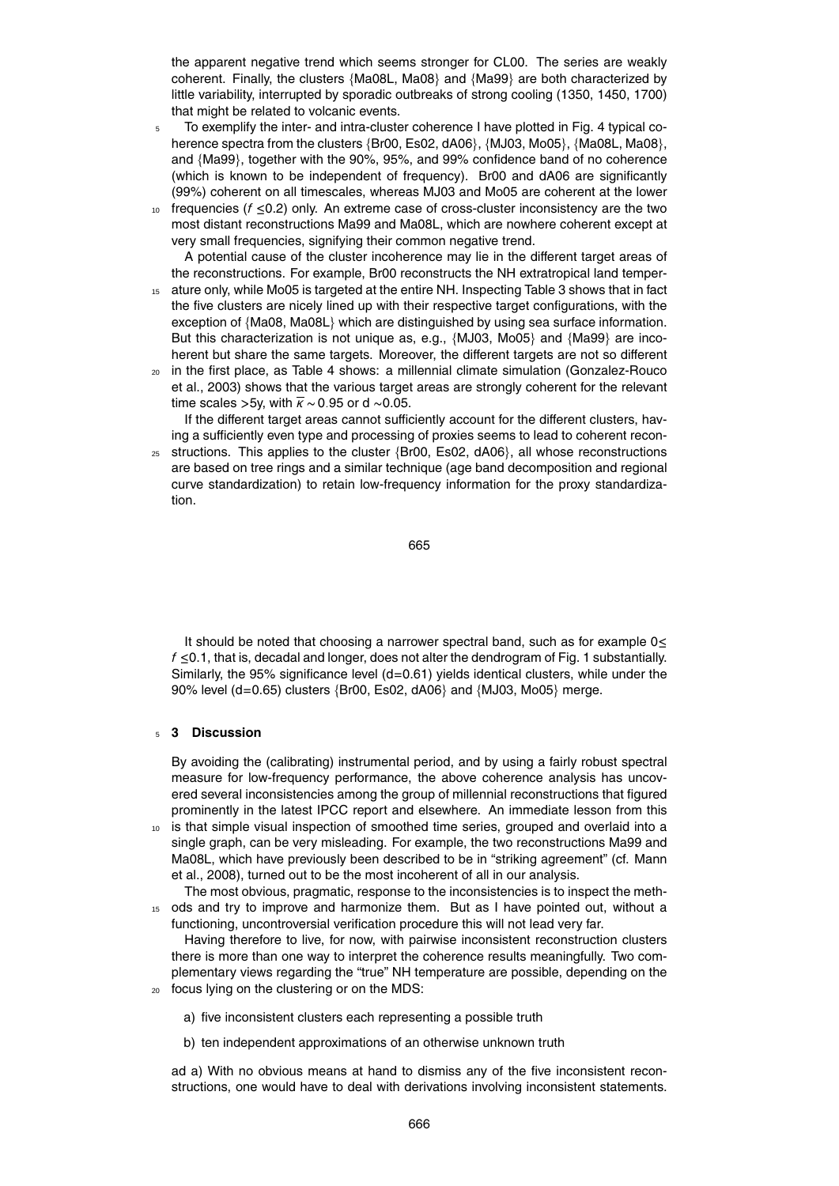the apparent negative trend which seems stronger for CL00. The series are weakly coherent. Finally, the clusters {Ma08L, Ma08} and {Ma99} are both characterized by little variability, interrupted by sporadic outbreaks of strong cooling (1350, 1450, 1700) that might be related to volcanic events.

To exemplify the inter- and intra-cluster coherence I have plotted in Fig. 4 typical coherence spectra from the clusters {Br00, Es02, dA06}, {MJ03, Mo05}, {Ma08L, Ma08}, and {Ma99}, together with the 90%, 95%, and 99% confidence band of no coherence (which is known to be independent of frequency). Br00 and dA06 are significantly (99%) coherent on all timescales, whereas MJ03 and Mo05 are coherent at the lower frequencies ($f \leq 0.2$) only. An extreme case of cross-cluster inconsistency are the two most distant reconstructions Ma99 and Ma08L, which are nowhere coherent except at very small frequencies, signifying their common negative trend.

A potential cause of the cluster incoherence may lie in the different target areas of the reconstructions. For example, Br00 reconstructs the NH extratropical land temperature only, while Mo05 is targeted at the entire NH. Inspecting Table 3 shows that in fact the five clusters are nicely lined up with their respective target configurations, with the exception of {Ma08, Ma08L} which are distinguished by using sea surface information. But this characterization is not unique as, e.g., {MJ03, Mo05} and {Ma99} are incoherent but share the same targets. Moreover, the different targets are not so different in the first place, as Table 4 shows: a millennial climate simulation (Gonzalez-Rouco et al., 2003) shows that the various target areas are strongly coherent for the relevant time scales >5y, with $\overline{\kappa} \sim 0.95$ or d $\sim$0.05.

If the different target areas cannot sufficiently account for the different clusters, having a sufficiently even type and processing of proxies seems to lead to coherent reconstructions. This applies to the cluster {Br00, Es02, dA06}, all whose reconstructions are based on tree rings and a similar technique (age band decomposition and regional curve standardization) to retain low-frequency information for the proxy standardization.

It should be noted that choosing a narrower spectral band, such as for example $0 \leq f \leq 0.1$, that is, decadal and longer, does not alter the dendrogram of Fig. 1 substantially. Similarly, the 95% significance level (d=0.61) yields identical clusters, while under the 90% level (d=0.65) clusters {Br00, Es02, dA06} and {MJ03, Mo05} merge.

## 3 Discussion

By avoiding the (calibrating) instrumental period, and by using a fairly robust spectral measure for low-frequency performance, the above coherence analysis has uncovered several inconsistencies among the group of millennial reconstructions that figured prominently in the latest IPCC report and elsewhere. An immediate lesson from this is that simple visual inspection of smoothed time series, grouped and overlaid into a single graph, can be very misleading. For example, the two reconstructions Ma99 and Ma08L, which have previously been described to be in "striking agreement" (cf. Mann et al., 2008), turned out to be the most incoherent of all in our analysis.

The most obvious, pragmatic, response to the inconsistencies is to inspect the methods and try to improve and harmonize them. But as I have pointed out, without a functioning, uncontroversial verification procedure this will not lead very far.

Having therefore to live, for now, with pairwise inconsistent reconstruction clusters there is more than one way to interpret the coherence results meaningfully. Two complementary views regarding the "true" NH temperature are possible, depending on the focus lying on the clustering or on the MDS:

a) five inconsistent clusters each representing a possible truth

b) ten independent approximations of an otherwise unknown truth

ad a) With no obvious means at hand to dismiss any of the five inconsistent reconstructions, one would have to deal with derivations involving inconsistent statements.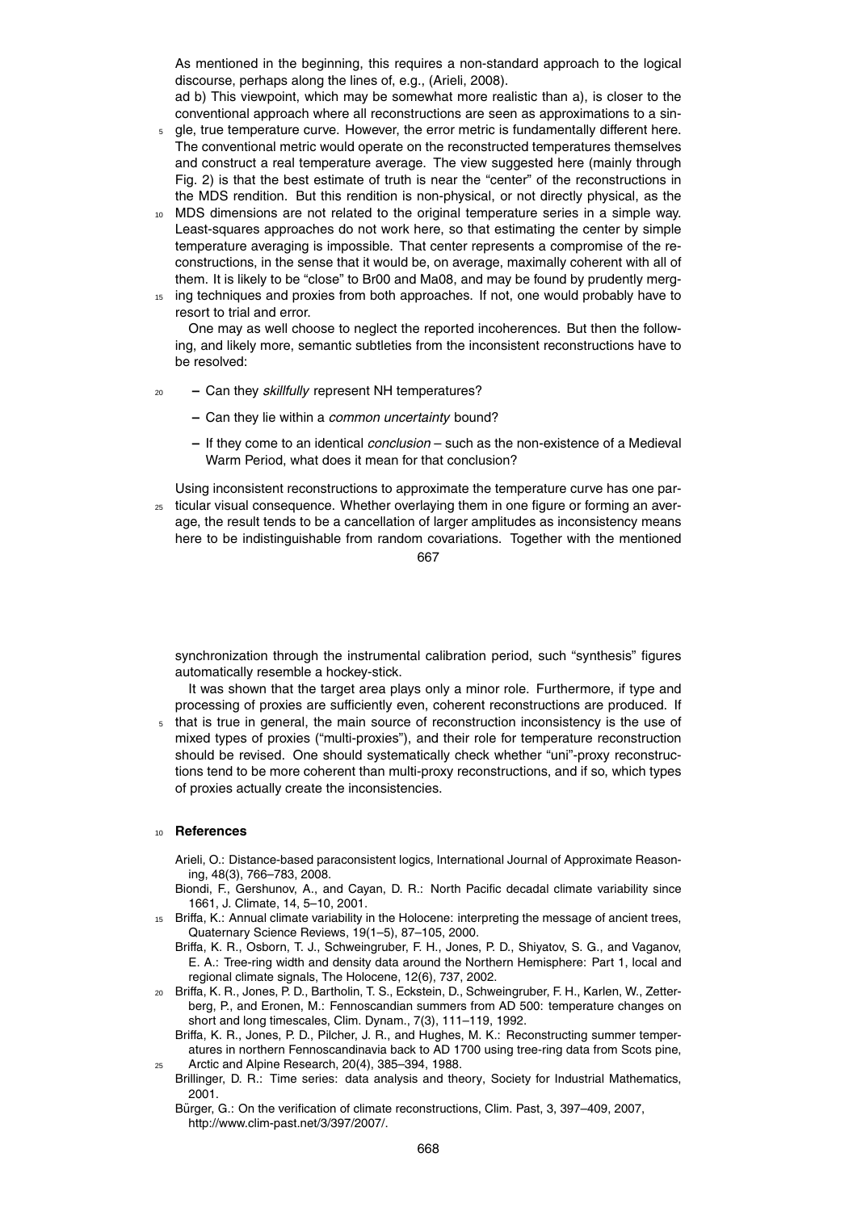As mentioned in the beginning, this requires a non-standard approach to the logical discourse, perhaps along the lines of, e.g., (Arieli, 2008).

ad b) This viewpoint, which may be somewhat more realistic than a), is closer to the conventional approach where all reconstructions are seen as approximations to a single, true temperature curve. However, the error metric is fundamentally different here. The conventional metric would operate on the reconstructed temperatures themselves and construct a real temperature average. The view suggested here (mainly through Fig. 2) is that the best estimate of truth is near the "center" of the reconstructions in the MDS rendition. But this rendition is non-physical, or not directly physical, as the MDS dimensions are not related to the original temperature series in a simple way. Least-squares approaches do not work here, so that estimating the center by simple temperature averaging is impossible. That center represents a compromise of the reconstructions, in the sense that it would be, on average, maximally coherent with all of them. It is likely to be "close" to Br00 and Ma08, and may be found by prudently merging techniques and proxies from both approaches. If not, one would probably have to resort to trial and error.

One may as well choose to neglect the reported incoherences. But then the following, and likely more, semantic subtleties from the inconsistent reconstructions have to be resolved:

- Can they *skillfully* represent NH temperatures?
- Can they lie within a *common uncertainty* bound?
- If they come to an identical *conclusion* – such as the non-existence of a Medieval Warm Period, what does it mean for that conclusion?

Using inconsistent reconstructions to approximate the temperature curve has one particular visual consequence. Whether overlaying them in one figure or forming an average, the result tends to be a cancellation of larger amplitudes as inconsistency means here to be indistinguishable from random covariations. Together with the mentioned synchronization through the instrumental calibration period, such "synthesis" figures automatically resemble a hockey-stick.

It was shown that the target area plays only a minor role. Furthermore, if type and processing of proxies are sufficiently even, coherent reconstructions are produced. If that is true in general, the main source of reconstruction inconsistency is the use of mixed types of proxies ("multi-proxies"), and their role for temperature reconstruction should be revised. One should systematically check whether "uni"-proxy reconstructions tend to be more coherent than multi-proxy reconstructions, and if so, which types of proxies actually create the inconsistencies.

## References

Arieli, O.: Distance-based paraconsistent logics, International Journal of Approximate Reasoning, 48(3), 766–783, 2008.

Biondi, F., Gershunov, A., and Cayan, D. R.: North Pacific decadal climate variability since 1661, J. Climate, 14, 5–10, 2001.

Briffa, K.: Annual climate variability in the Holocene: interpreting the message of ancient trees, Quaternary Science Reviews, 19(1–5), 87–105, 2000.

Briffa, K. R., Osborn, T. J., Schweingruber, F. H., Jones, P. D., Shiyatov, S. G., and Vaganov, E. A.: Tree-ring width and density data around the Northern Hemisphere: Part 1, local and regional climate signals, The Holocene, 12(6), 737, 2002.

Briffa, K. R., Jones, P. D., Bartholin, T. S., Eckstein, D., Schweingruber, F. H., Karlen, W., Zetterberg, P., and Eronen, M.: Fennoscandian summers from AD 500: temperature changes on short and long timescales, Clim. Dynam., 7(3), 111–119, 1992.

Briffa, K. R., Jones, P. D., Pilcher, J. R., and Hughes, M. K.: Reconstructing summer temperatures in northern Fennoscandinavia back to AD 1700 using tree-ring data from Scots pine, Arctic and Alpine Research, 20(4), 385–394, 1988.

Brillinger, D. R.: Time series: data analysis and theory, Society for Industrial Mathematics, 2001.

Bürger, G.: On the verification of climate reconstructions, Clim. Past, 3, 397–409, 2007, http://www.clim-past.net/3/397/2007/.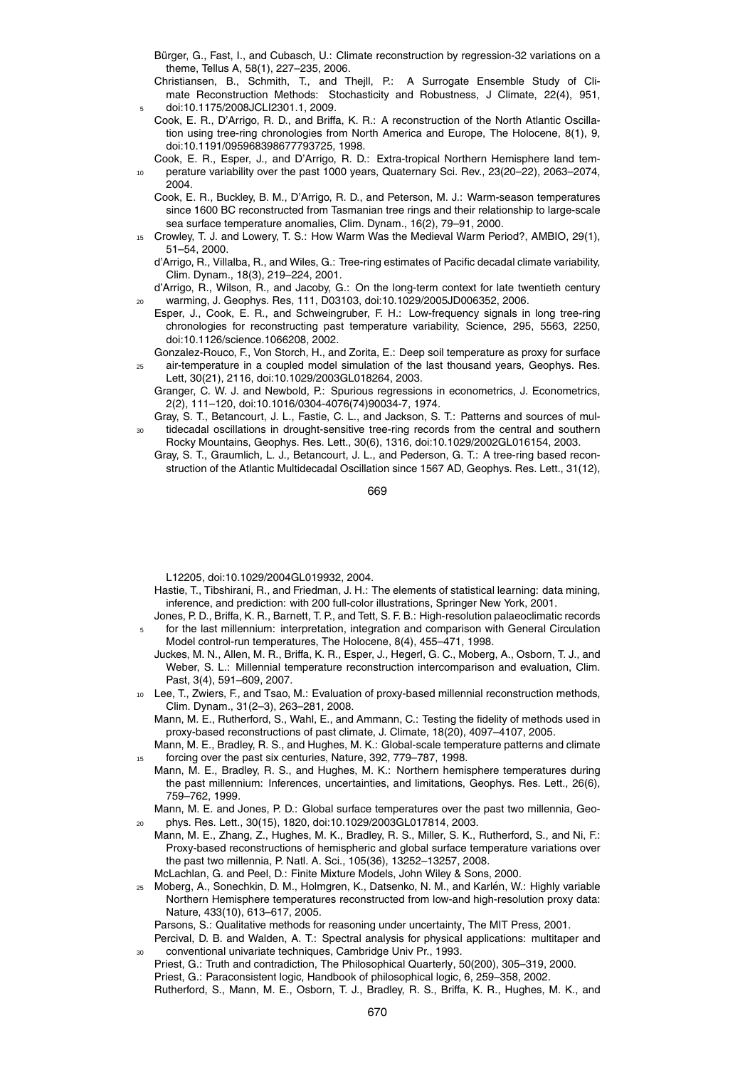Bürger, G., Fast, I., and Cubasch, U.: Climate reconstruction by regression-32 variations on a theme, Tellus A, 58(1), 227–235, 2006.

Christiansen, B., Schmith, T., and Thejll, P.: A Surrogate Ensemble Study of Climate Reconstruction Methods: Stochasticity and Robustness, J Climate, 22(4), 951, doi:10.1175/2008JCLI2301.1, 2009.

Cook, E. R., D'Arrigo, R. D., and Briffa, K. R.: A reconstruction of the North Atlantic Oscillation using tree-ring chronologies from North America and Europe, The Holocene, 8(1), 9, doi:10.1191/095968398677793725, 1998.

Cook, E. R., Esper, J., and D'Arrigo, R. D.: Extra-tropical Northern Hemisphere land temperature variability over the past 1000 years, Quaternary Sci. Rev., 23(20–22), 2063–2074, 2004.

Cook, E. R., Buckley, B. M., D'Arrigo, R. D., and Peterson, M. J.: Warm-season temperatures since 1600 BC reconstructed from Tasmanian tree rings and their relationship to large-scale sea surface temperature anomalies, Clim. Dynam., 16(2), 79–91, 2000.

Crowley, T. J. and Lowery, T. S.: How Warm Was the Medieval Warm Period?, AMBIO, 29(1), 51–54, 2000.

d'Arrigo, R., Villalba, R., and Wiles, G.: Tree-ring estimates of Pacific decadal climate variability, Clim. Dynam., 18(3), 219–224, 2001.

d'Arrigo, R., Wilson, R., and Jacoby, G.: On the long-term context for late twentieth century warming, J. Geophys. Res, 111, D03103, doi:10.1029/2005JD006352, 2006.

Esper, J., Cook, E. R., and Schweingruber, F. H.: Low-frequency signals in long tree-ring chronologies for reconstructing past temperature variability, Science, 295, 5563, 2250, doi:10.1126/science.1066208, 2002.

Gonzalez-Rouco, F., Von Storch, H., and Zorita, E.: Deep soil temperature as proxy for surface air-temperature in a coupled model simulation of the last thousand years, Geophys. Res. Lett, 30(21), 2116, doi:10.1029/2003GL018264, 2003.

Granger, C. W. J. and Newbold, P.: Spurious regressions in econometrics, J. Econometrics, 2(2), 111–120, doi:10.1016/0304-4076(74)90034-7, 1974.

Gray, S. T., Betancourt, J. L., Fastie, C. L., and Jackson, S. T.: Patterns and sources of multidecadal oscillations in drought-sensitive tree-ring records from the central and southern Rocky Mountains, Geophys. Res. Lett., 30(6), 1316, doi:10.1029/2002GL016154, 2003.

Gray, S. T., Graumlich, L. J., Betancourt, J. L., and Pederson, G. T.: A tree-ring based reconstruction of the Atlantic Multidecadal Oscillation since 1567 AD, Geophys. Res. Lett., 31(12), L12205, doi:10.1029/2004GL019932, 2004.

Hastie, T., Tibshirani, R., and Friedman, J. H.: The elements of statistical learning: data mining, inference, and prediction: with 200 full-color illustrations, Springer New York, 2001.

Jones, P. D., Briffa, K. R., Barnett, T. P., and Tett, S. F. B.: High-resolution palaeoclimatic records for the last millennium: interpretation, integration and comparison with General Circulation Model control-run temperatures, The Holocene, 8(4), 455–471, 1998.

Juckes, M. N., Allen, M. R., Briffa, K. R., Esper, J., Hegerl, G. C., Moberg, A., Osborn, T. J., and Weber, S. L.: Millennial temperature reconstruction intercomparison and evaluation, Clim. Past, 3(4), 591–609, 2007.

Lee, T., Zwiers, F., and Tsao, M.: Evaluation of proxy-based millennial reconstruction methods, Clim. Dynam., 31(2–3), 263–281, 2008.

Mann, M. E., Rutherford, S., Wahl, E., and Ammann, C.: Testing the fidelity of methods used in proxy-based reconstructions of past climate, J. Climate, 18(20), 4097–4107, 2005.

Mann, M. E., Bradley, R. S., and Hughes, M. K.: Global-scale temperature patterns and climate forcing over the past six centuries, Nature, 392, 779–787, 1998.

Mann, M. E., Bradley, R. S., and Hughes, M. K.: Northern hemisphere temperatures during the past millennium: Inferences, uncertainties, and limitations, Geophys. Res. Lett., 26(6), 759–762, 1999.

Mann, M. E. and Jones, P. D.: Global surface temperatures over the past two millennia, Geophys. Res. Lett., 30(15), 1820, doi:10.1029/2003GL017814, 2003.

Mann, M. E., Zhang, Z., Hughes, M. K., Bradley, R. S., Miller, S. K., Rutherford, S., and Ni, F.: Proxy-based reconstructions of hemispheric and global surface temperature variations over the past two millennia, P. Natl. A. Sci., 105(36), 13252–13257, 2008.

McLachlan, G. and Peel, D.: Finite Mixture Models, John Wiley & Sons, 2000.

Moberg, A., Sonechkin, D. M., Holmgren, K., Datsenko, N. M., and Karlén, W.: Highly variable Northern Hemisphere temperatures reconstructed from low-and high-resolution proxy data: Nature, 433(10), 613–617, 2005.

Parsons, S.: Qualitative methods for reasoning under uncertainty, The MIT Press, 2001.

Percival, D. B. and Walden, A. T.: Spectral analysis for physical applications: multitaper and conventional univariate techniques, Cambridge Univ Pr., 1993.

Priest, G.: Truth and contradiction, The Philosophical Quarterly, 50(200), 305–319, 2000.

Priest, G.: Paraconsistent logic, Handbook of philosophical logic, 6, 259–358, 2002.

Rutherford, S., Mann, M. E., Osborn, T. J., Bradley, R. S., Briffa, K. R., Hughes, M. K., and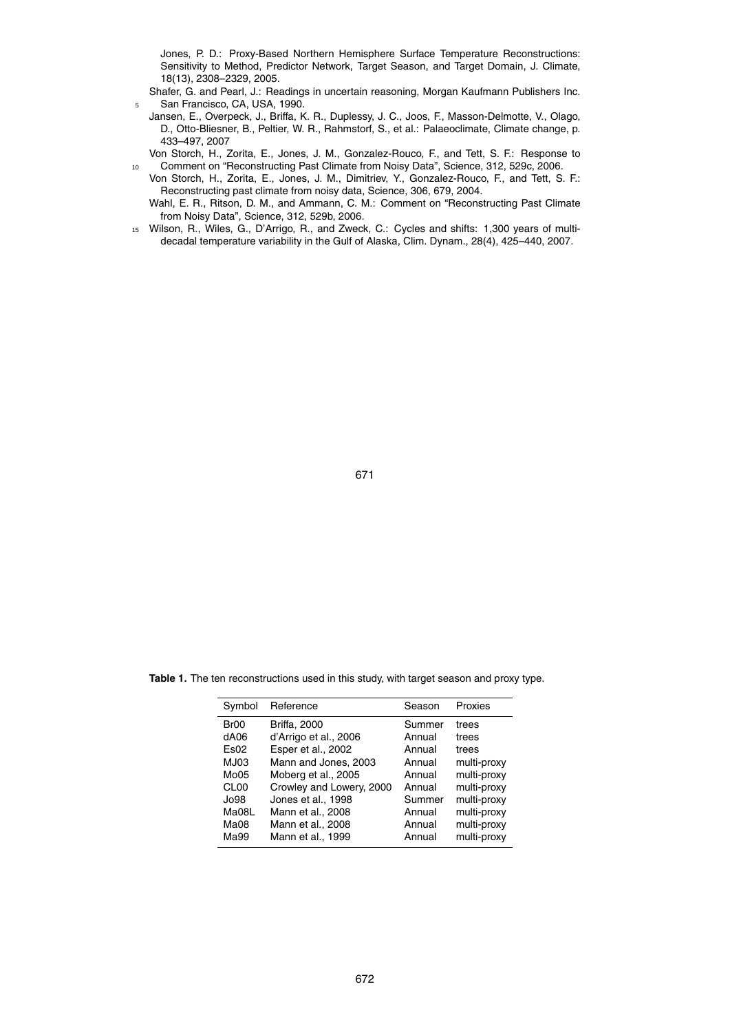Jones, P. D.: Proxy-Based Northern Hemisphere Surface Temperature Reconstructions: Sensitivity to Method, Predictor Network, Target Season, and Target Domain, J. Climate, 18(13), 2308–2329, 2005.

Shafer, G. and Pearl, J.: Readings in uncertain reasoning, Morgan Kaufmann Publishers Inc. San Francisco, CA, USA, 1990.

Jansen, E., Overpeck, J., Briffa, K. R., Duplessy, J. C., Joos, F., Masson-Delmotte, V., Olago, D., Otto-Bliesner, B., Peltier, W. R., Rahmstorf, S., et al.: Palaeoclimate, Climate change, p. 433–497, 2007

Von Storch, H., Zorita, E., Jones, J. M., Gonzalez-Rouco, F., and Tett, S. F.: Response to Comment on "Reconstructing Past Climate from Noisy Data", Science, 312, 529c, 2006.

Von Storch, H., Zorita, E., Jones, J. M., Dimitriev, Y., Gonzalez-Rouco, F., and Tett, S. F.: Reconstructing past climate from noisy data, Science, 306, 679, 2004.

Wahl, E. R., Ritson, D. M., and Ammann, C. M.: Comment on "Reconstructing Past Climate from Noisy Data", Science, 312, 529b, 2006.

Wilson, R., Wiles, G., D'Arrigo, R., and Zweck, C.: Cycles and shifts: 1,300 years of multi-decadal temperature variability in the Gulf of Alaska, Clim. Dynam., 28(4), 425–440, 2007.

**Table 1.** The ten reconstructions used in this study, with target season and proxy type.

| Symbol | Reference | Season | Proxies |
|---|---|---|---|
| Br00 | Briffa, 2000 | Summer | trees |
| dA06 | d'Arrigo et al., 2006 | Annual | trees |
| Es02 | Esper et al., 2002 | Annual | trees |
| MJ03 | Mann and Jones, 2003 | Annual | multi-proxy |
| Mo05 | Moberg et al., 2005 | Annual | multi-proxy |
| CL00 | Crowley and Lowery, 2000 | Annual | multi-proxy |
| Jo98 | Jones et al., 1998 | Summer | multi-proxy |
| Ma08L | Mann et al., 2008 | Annual | multi-proxy |
| Ma08 | Mann et al., 2008 | Annual | multi-proxy |
| Ma99 | Mann et al., 1999 | Annual | multi-proxy |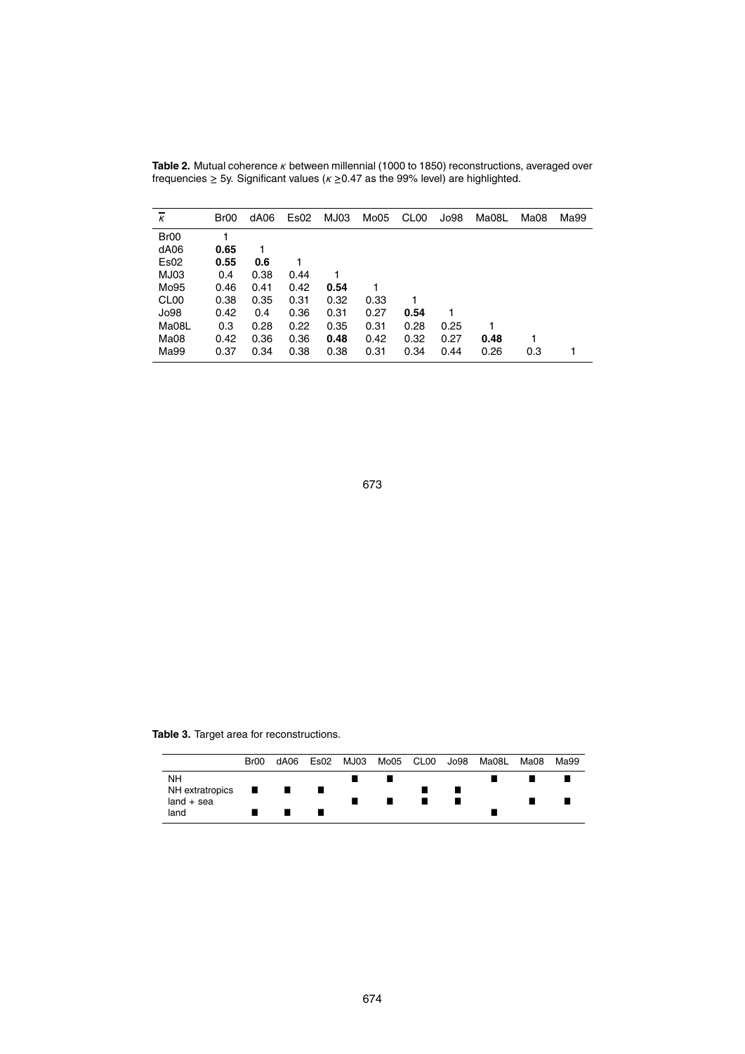**Table 2.** Mutual coherence $\kappa$ between millennial (1000 to 1850) reconstructions, averaged over frequencies $\geq$ 5y. Significant values ($\kappa \geq$0.47 as the 99% level) are highlighted.

| $\overline{\kappa}$ | Br00 | dA06 | Es02 | MJ03 | Mo05 | CL00 | Jo98 | Ma08L | Ma08 | Ma99 |
|---|---|---|---|---|---|---|---|---|---|---|
| Br00 | 1 | | | | | | | | | |
| dA06 | **0.65** | 1 | | | | | | | | |
| Es02 | **0.55** | **0.6** | 1 | | | | | | | |
| MJ03 | 0.4 | 0.38 | 0.44 | 1 | | | | | | |
| Mo95 | 0.46 | 0.41 | 0.42 | **0.54** | 1 | | | | | |
| CL00 | 0.38 | 0.35 | 0.31 | 0.32 | 0.33 | 1 | | | | |
| Jo98 | 0.42 | 0.4 | 0.36 | 0.31 | 0.27 | **0.54** | 1 | | | |
| Ma08L | 0.3 | 0.28 | 0.22 | 0.35 | 0.31 | 0.28 | 0.25 | 1 | | |
| Ma08 | 0.42 | 0.36 | 0.36 | **0.48** | 0.42 | 0.32 | 0.27 | **0.48** | 1 | |
| Ma99 | 0.37 | 0.34 | 0.38 | 0.38 | 0.31 | 0.34 | 0.44 | 0.26 | 0.3 | 1 |

**Table 3.** Target area for reconstructions.

| | Br00 | dA06 | Es02 | MJ03 | Mo05 | CL00 | Jo98 | Ma08L | Ma08 | Ma99 |
|---|---|---|---|---|---|---|---|---|---|---|
| NH | | | | ■ | ■ | | | ■ | ■ | ■ |
| NH extratropics | ■ | ■ | ■ | | | ■ | ■ | | | |
| land + sea | | | | ■ | ■ | ■ | ■ | | ■ | ■ |
| land | ■ | ■ | ■ | | | | | ■ | | |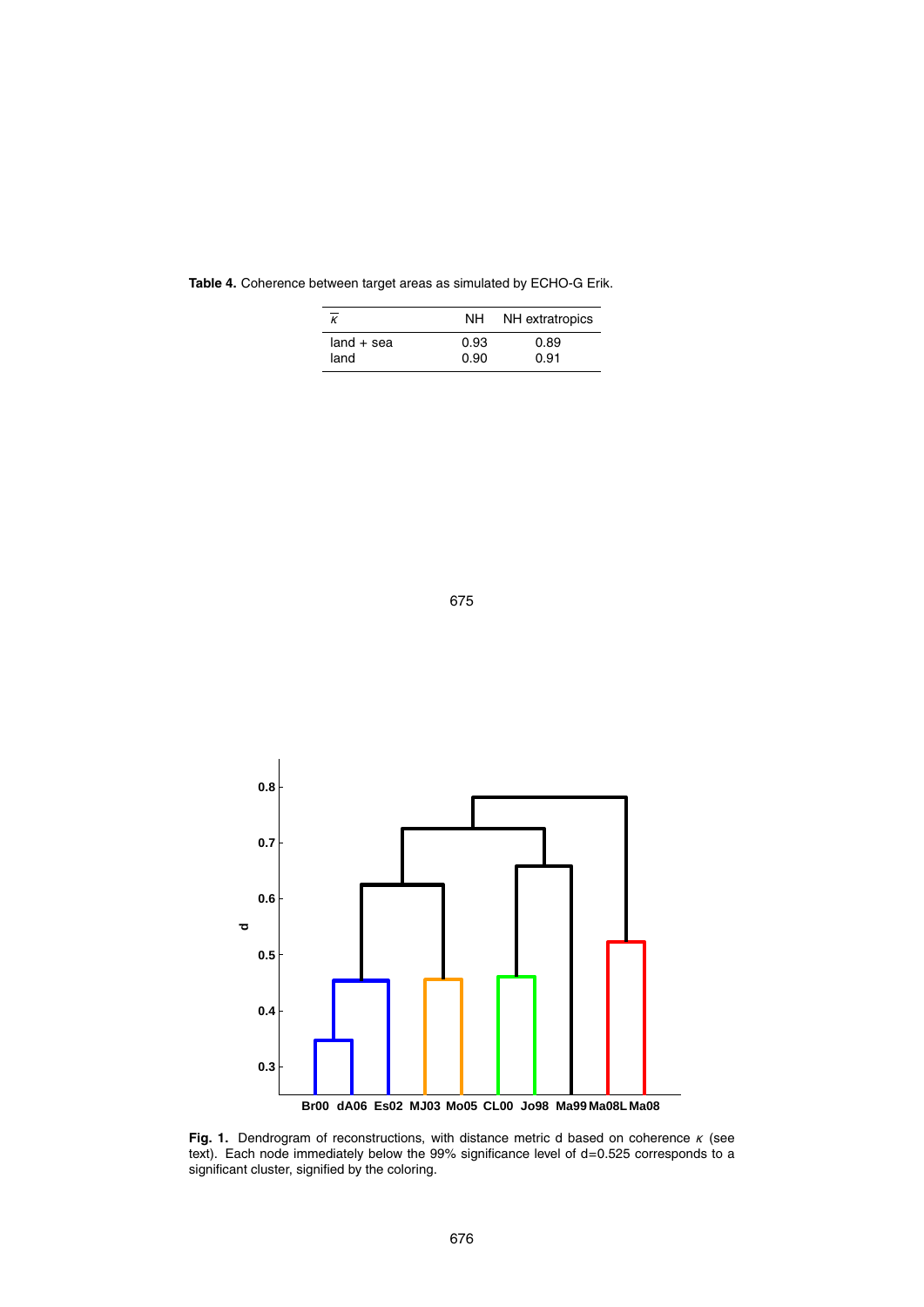**Table 4.** Coherence between target areas as simulated by ECHO-G Erik.

| $\overline{\kappa}$ | NH | NH extratropics |
|---|---|---|
| land + sea | 0.93 | 0.89 |
| land | 0.90 | 0.91 |

**Fig. 1.** Dendrogram of reconstructions, with distance metric d based on coherence $\kappa$ (see text). Each node immediately below the 99% significance level of d=0.525 corresponds to a significant cluster, signified by the coloring.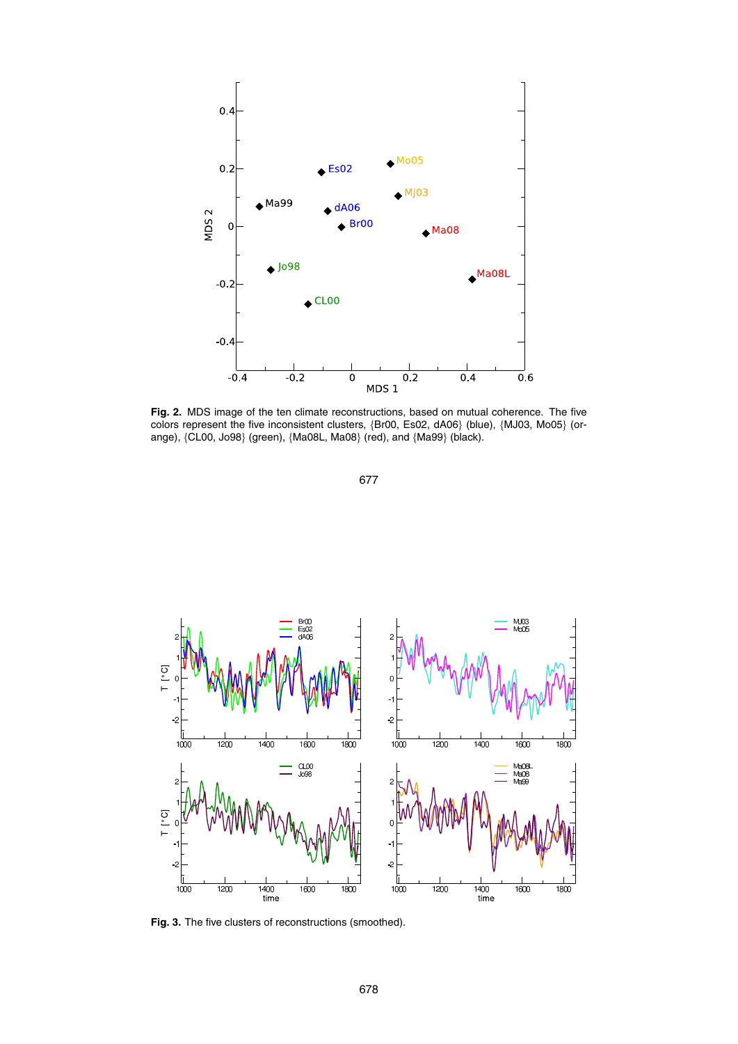**Fig. 2.** MDS image of the ten climate reconstructions, based on mutual coherence. The five colors represent the five inconsistent clusters, {Br00, Es02, dA06} (blue), {MJ03, Mo05} (orange), {CL00, Jo98} (green), {Ma08L, Ma08} (red), and {Ma99} (black).

**Fig. 3.** The five clusters of reconstructions (smoothed).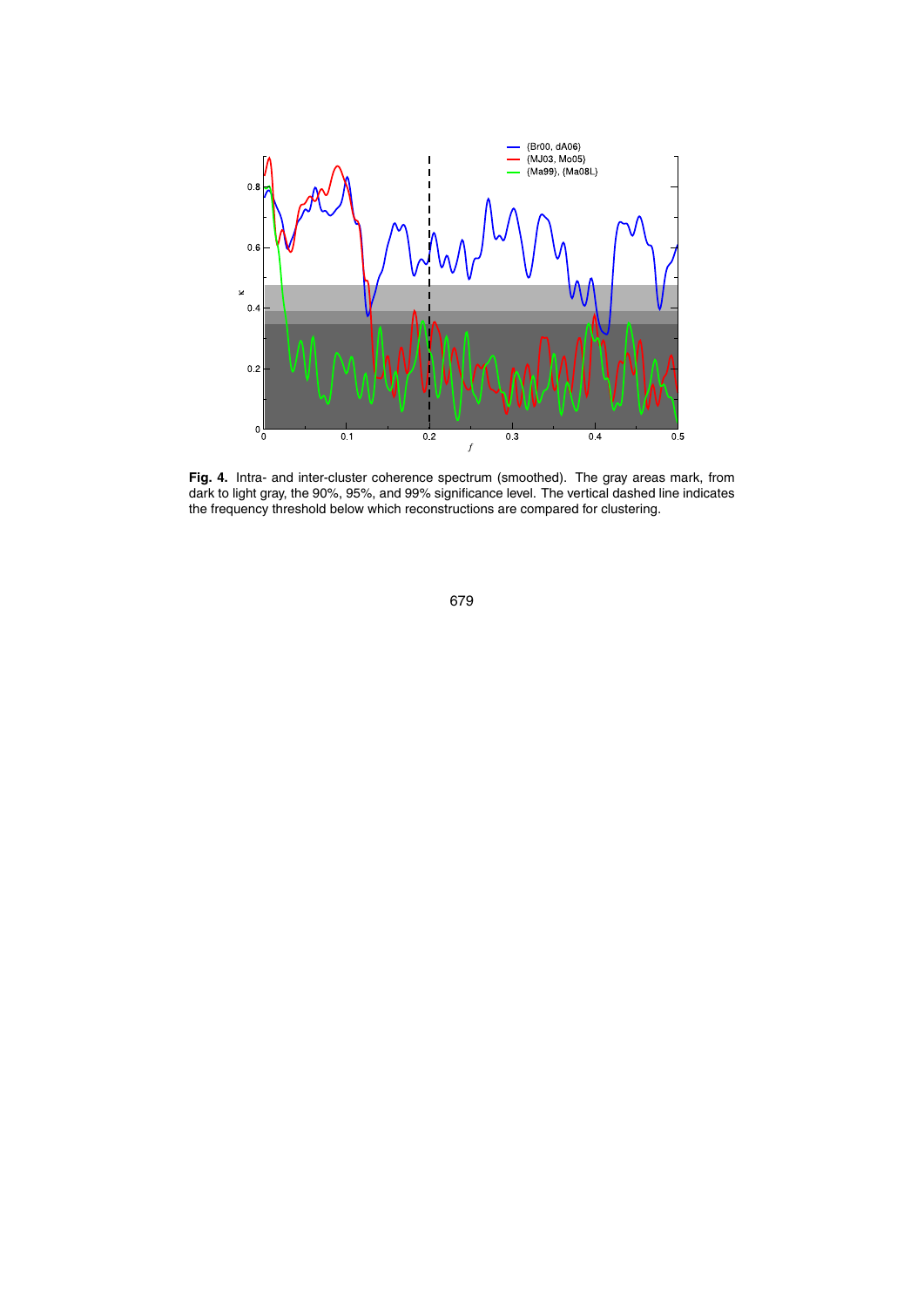(Br00, dA06)
(MJ03, Mo05)
(Ma99), (Ma08L)

κ

0.8
0.6
0.4
0.2
0

0
0.1
0.2
0.3
0.4
0.5

$f$

**Fig. 4.** Intra- and inter-cluster coherence spectrum (smoothed). The gray areas mark, from dark to light gray, the 90%, 95%, and 99% significance level. The vertical dashed line indicates the frequency threshold below which reconstructions are compared for clustering.